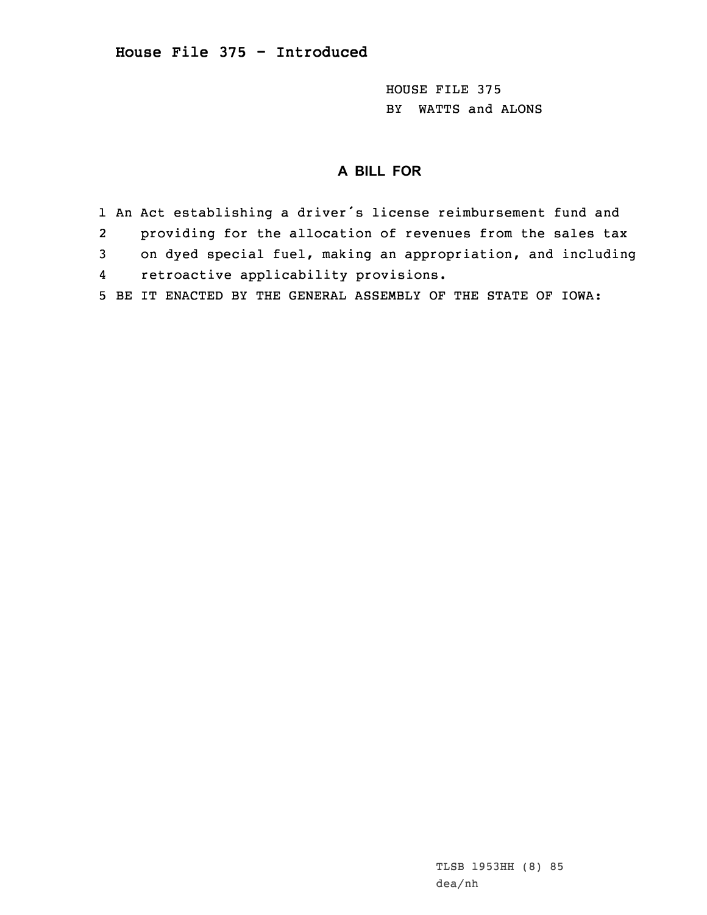# House File 375 - Introduced

HOUSE FILE 375
BY WATTS and ALONS

## A BILL FOR

1 An Act establishing a driver's license reimbursement fund and
2 providing for the allocation of revenues from the sales tax
3 on dyed special fuel, making an appropriation, and including
4 retroactive applicability provisions.
5 BE IT ENACTED BY THE GENERAL ASSEMBLY OF THE STATE OF IOWA:

TLSB 1953HH (8) 85
dea/nh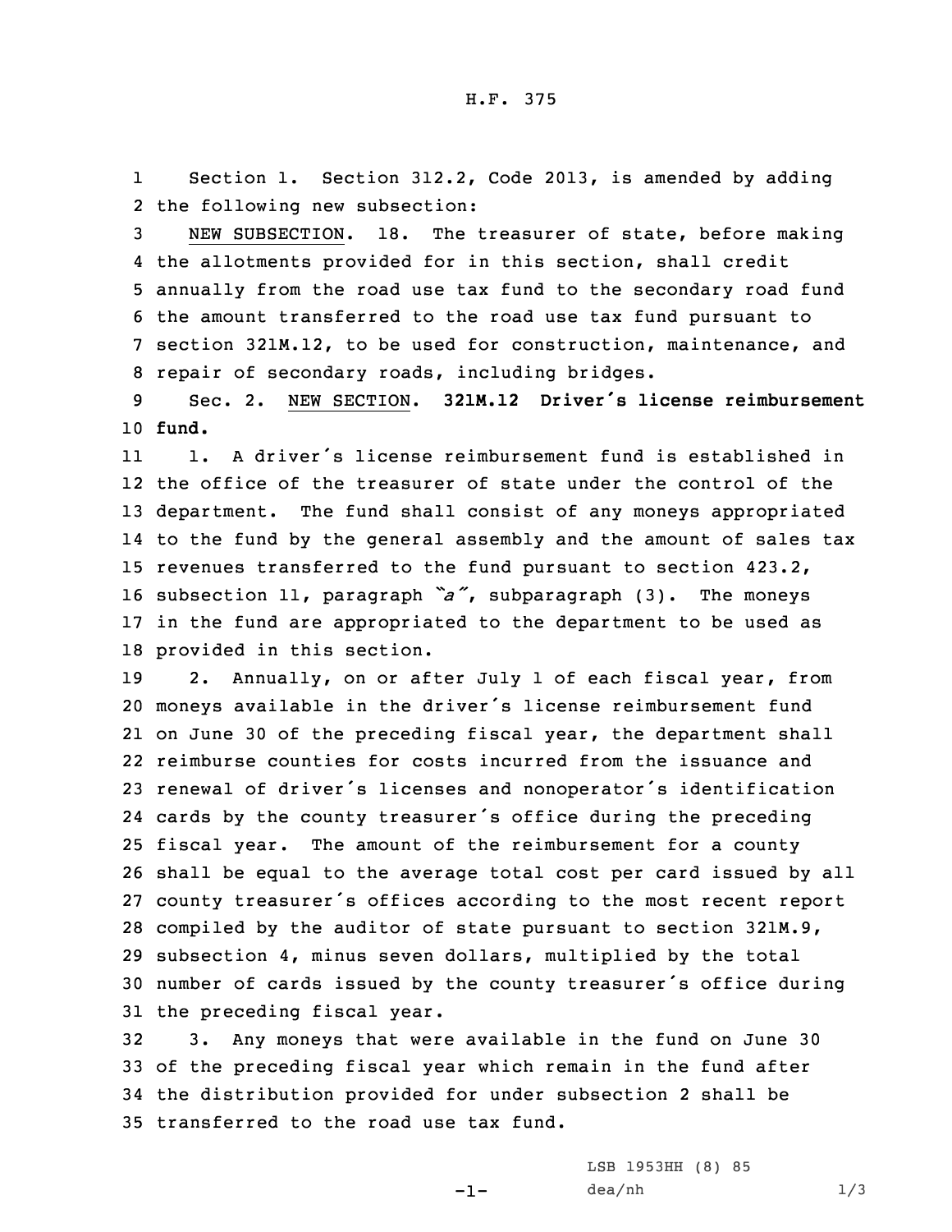Section 1. Section 312.2, Code 2013, is amended by adding the following new subsection:

NEW SUBSECTION. 18. The treasurer of state, before making the allotments provided for in this section, shall credit annually from the road use tax fund to the secondary road fund the amount transferred to the road use tax fund pursuant to section 321M.12, to be used for construction, maintenance, and repair of secondary roads, including bridges.

Sec. 2. NEW SECTION. **321M.12 Driver's license reimbursement fund.**

1. A driver's license reimbursement fund is established in the office of the treasurer of state under the control of the department. The fund shall consist of any moneys appropriated to the fund by the general assembly and the amount of sales tax revenues transferred to the fund pursuant to section 423.2, subsection 11, paragraph *"a"*, subparagraph (3). The moneys in the fund are appropriated to the department to be used as provided in this section.

2. Annually, on or after July 1 of each fiscal year, from moneys available in the driver's license reimbursement fund on June 30 of the preceding fiscal year, the department shall reimburse counties for costs incurred from the issuance and renewal of driver's licenses and nonoperator's identification cards by the county treasurer's office during the preceding fiscal year. The amount of the reimbursement for a county shall be equal to the average total cost per card issued by all county treasurer's offices according to the most recent report compiled by the auditor of state pursuant to section 321M.9, subsection 4, minus seven dollars, multiplied by the total number of cards issued by the county treasurer's office during the preceding fiscal year.

3. Any moneys that were available in the fund on June 30 of the preceding fiscal year which remain in the fund after the distribution provided for under subsection 2 shall be transferred to the road use tax fund.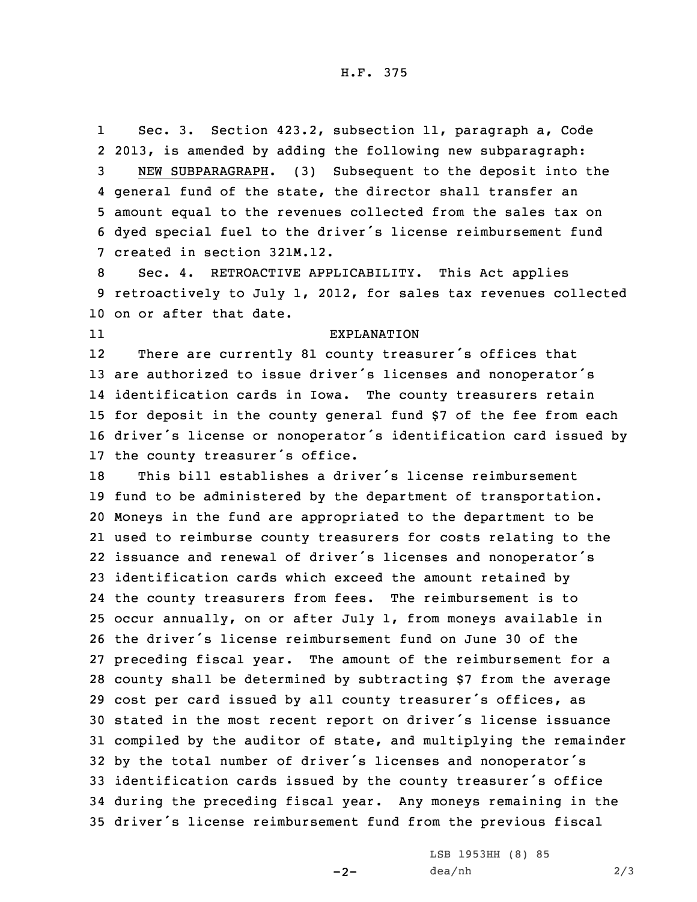Sec. 3. Section 423.2, subsection 11, paragraph a, Code 2013, is amended by adding the following new subparagraph:

NEW SUBPARAGRAPH. (3) Subsequent to the deposit into the general fund of the state, the director shall transfer an amount equal to the revenues collected from the sales tax on dyed special fuel to the driver's license reimbursement fund created in section 321M.12.

Sec. 4. RETROACTIVE APPLICABILITY. This Act applies retroactively to July 1, 2012, for sales tax revenues collected on or after that date.

EXPLANATION

There are currently 81 county treasurer's offices that are authorized to issue driver's licenses and nonoperator's identification cards in Iowa. The county treasurers retain for deposit in the county general fund $7 of the fee from each driver's license or nonoperator's identification card issued by the county treasurer's office.

This bill establishes a driver's license reimbursement fund to be administered by the department of transportation. Moneys in the fund are appropriated to the department to be used to reimburse county treasurers for costs relating to the issuance and renewal of driver's licenses and nonoperator's identification cards which exceed the amount retained by the county treasurers from fees. The reimbursement is to occur annually, on or after July 1, from moneys available in the driver's license reimbursement fund on June 30 of the preceding fiscal year. The amount of the reimbursement for a county shall be determined by subtracting $7 from the average cost per card issued by all county treasurer's offices, as stated in the most recent report on driver's license issuance compiled by the auditor of state, and multiplying the remainder by the total number of driver's licenses and nonoperator's identification cards issued by the county treasurer's office during the preceding fiscal year. Any moneys remaining in the driver's license reimbursement fund from the previous fiscal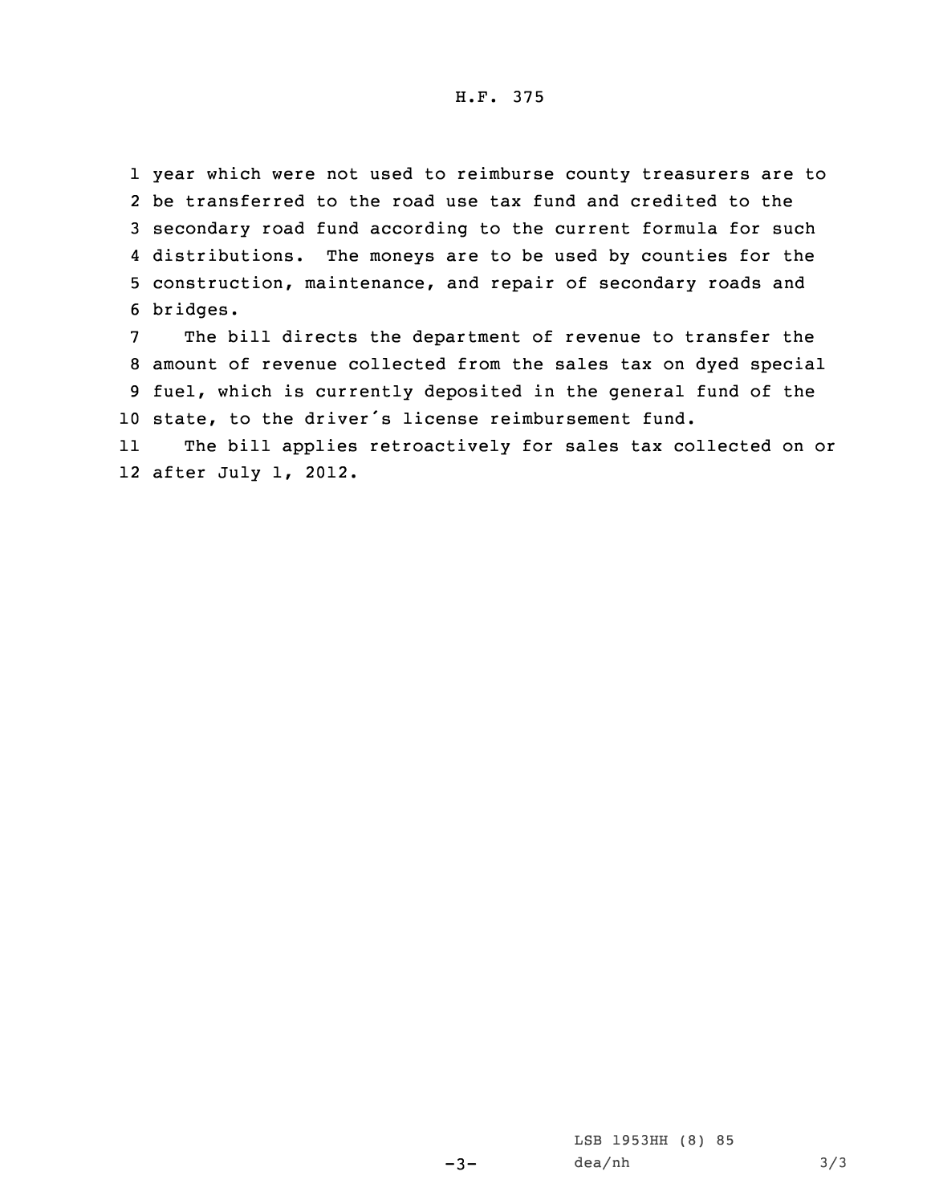year which were not used to reimburse county treasurers are to be transferred to the road use tax fund and credited to the secondary road fund according to the current formula for such distributions. The moneys are to be used by counties for the construction, maintenance, and repair of secondary roads and bridges.

The bill directs the department of revenue to transfer the amount of revenue collected from the sales tax on dyed special fuel, which is currently deposited in the general fund of the state, to the driver's license reimbursement fund.

The bill applies retroactively for sales tax collected on or after July 1, 2012.

LSB 1953HH (8) 85
dea/nh